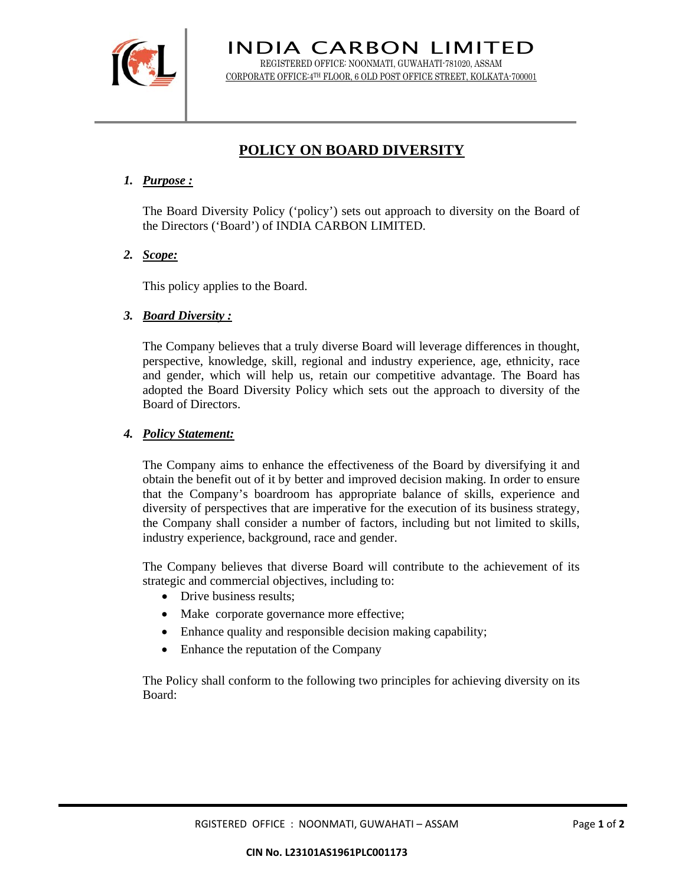# INDIA CARBON LIMITED

REGISTERED OFFICE: NOONMATI, GUWAHATI-781020, ASSAM

CORPORATE OFFICE:4TH FLOOR, 6 OLD POST OFFICE STREET, KOLKATA-700001

## POLICY ON BOARD DIVERSITY

1. ***Purpose :***

   The Board Diversity Policy ('policy') sets out approach to diversity on the Board of the Directors ('Board') of INDIA CARBON LIMITED.

2. ***Scope:***

   This policy applies to the Board.

3. ***Board Diversity :***

   The Company believes that a truly diverse Board will leverage differences in thought, perspective, knowledge, skill, regional and industry experience, age, ethnicity, race and gender, which will help us, retain our competitive advantage. The Board has adopted the Board Diversity Policy which sets out the approach to diversity of the Board of Directors.

4. ***Policy Statement:***

   The Company aims to enhance the effectiveness of the Board by diversifying it and obtain the benefit out of it by better and improved decision making. In order to ensure that the Company's boardroom has appropriate balance of skills, experience and diversity of perspectives that are imperative for the execution of its business strategy, the Company shall consider a number of factors, including but not limited to skills, industry experience, background, race and gender.

   The Company believes that diverse Board will contribute to the achievement of its strategic and commercial objectives, including to:

   - Drive business results;
   - Make corporate governance more effective;
   - Enhance quality and responsible decision making capability;
   - Enhance the reputation of the Company

   The Policy shall conform to the following two principles for achieving diversity on its Board:

RGISTERED OFFICE : NOONMATI, GUWAHATI – ASSAM

**CIN No. L23101AS1961PLC001173**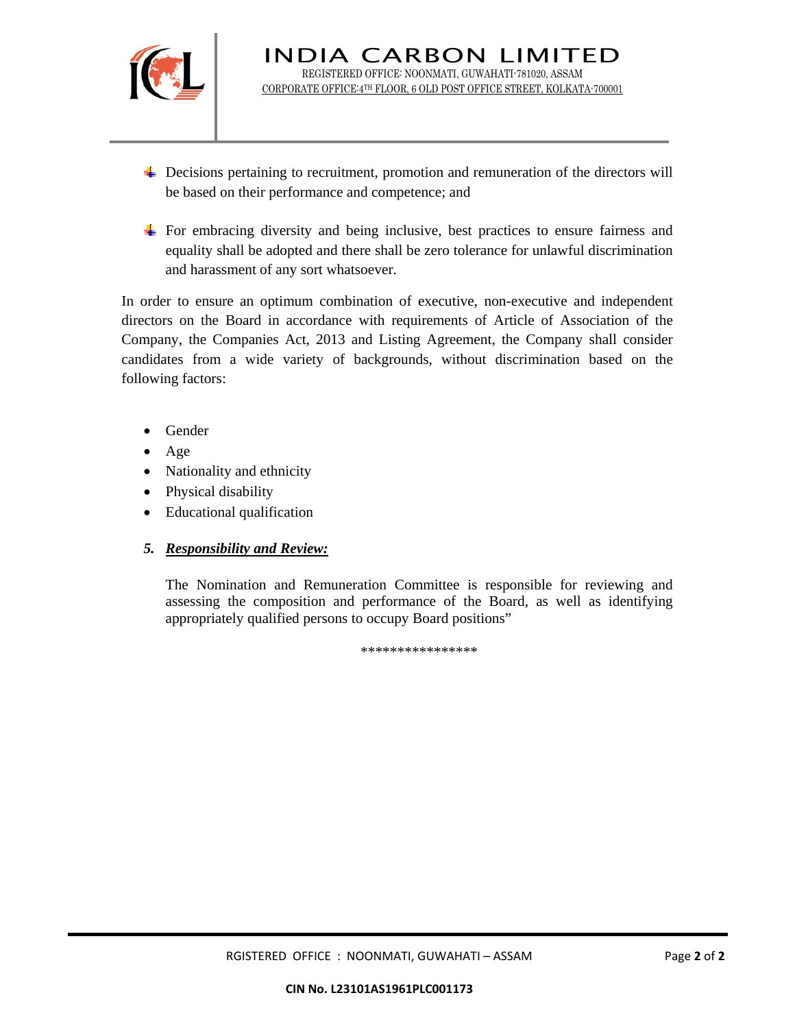- Decisions pertaining to recruitment, promotion and remuneration of the directors will be based on their performance and competence; and

- For embracing diversity and being inclusive, best practices to ensure fairness and equality shall be adopted and there shall be zero tolerance for unlawful discrimination and harassment of any sort whatsoever.

In order to ensure an optimum combination of executive, non-executive and independent directors on the Board in accordance with requirements of Article of Association of the Company, the Companies Act, 2013 and Listing Agreement, the Company shall consider candidates from a wide variety of backgrounds, without discrimination based on the following factors:

- Gender
- Age
- Nationality and ethnicity
- Physical disability
- Educational qualification

***5. Responsibility and Review:***

The Nomination and Remuneration Committee is responsible for reviewing and assessing the composition and performance of the Board, as well as identifying appropriately qualified persons to occupy Board positions"

****************